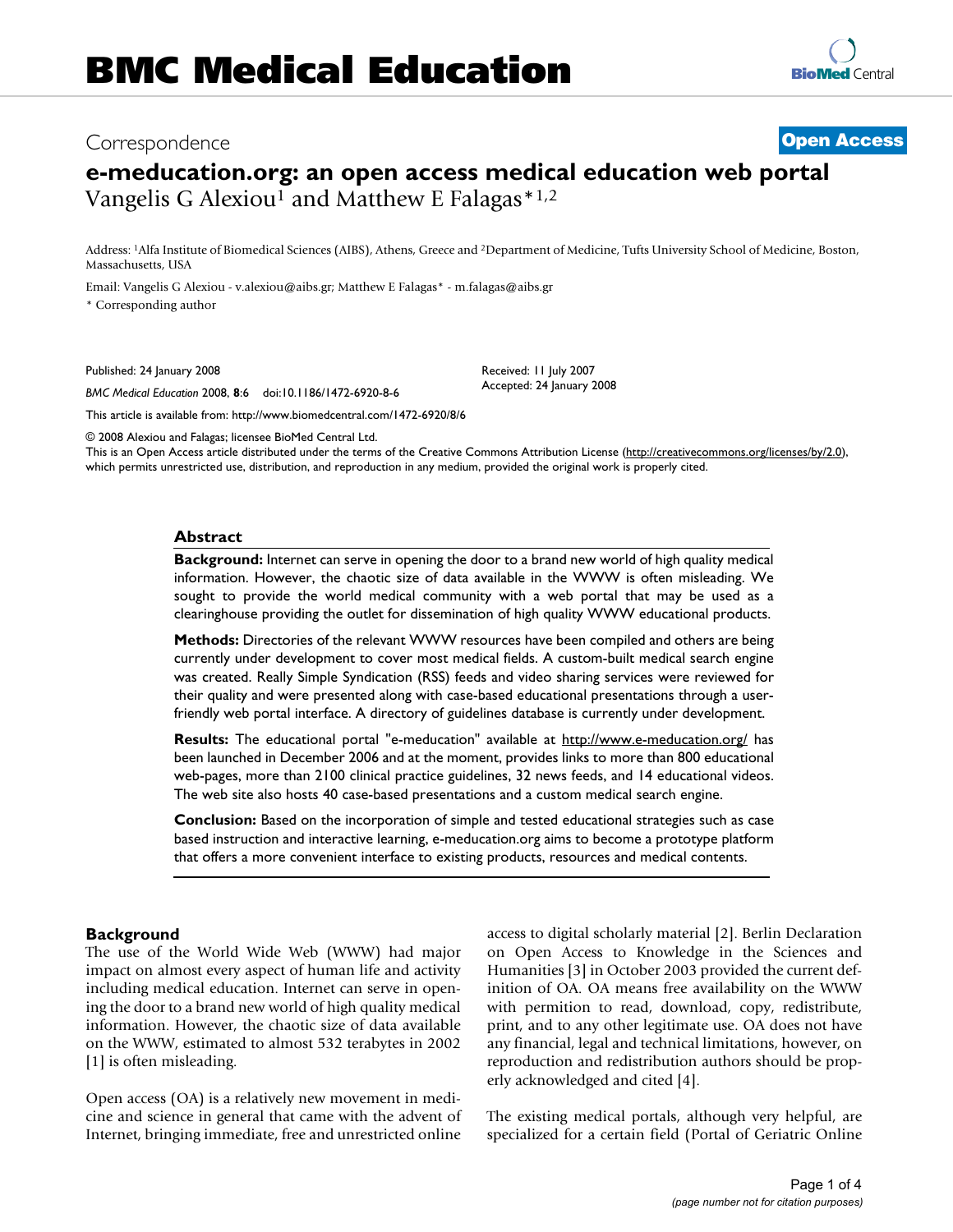BMC Medical Education

Correspondence

**Open Access**

# e-meducation.org: an open access medical education web portal

Vangelis G Alexiou[1] and Matthew E Falagas*[1,2]

Address: [1]Alfa Institute of Biomedical Sciences (AIBS), Athens, Greece and [2]Department of Medicine, Tufts University School of Medicine, Boston, Massachusetts, USA

Email: Vangelis G Alexiou - v.alexiou@aibs.gr; Matthew E Falagas* - m.falagas@aibs.gr

* Corresponding author

Published: 24 January 2008

*BMC Medical Education* 2008, **8**:6 doi:10.1186/1472-6920-8-6

Received: 11 July 2007
Accepted: 24 January 2008

This article is available from: http://www.biomedcentral.com/1472-6920/8/6

© 2008 Alexiou and Falagas; licensee BioMed Central Ltd.
This is an Open Access article distributed under the terms of the Creative Commons Attribution License (http://creativecommons.org/licenses/by/2.0), which permits unrestricted use, distribution, and reproduction in any medium, provided the original work is properly cited.

## Abstract

**Background:** Internet can serve in opening the door to a brand new world of high quality medical information. However, the chaotic size of data available in the WWW is often misleading. We sought to provide the world medical community with a web portal that may be used as a clearinghouse providing the outlet for dissemination of high quality WWW educational products.

**Methods:** Directories of the relevant WWW resources have been compiled and others are being currently under development to cover most medical fields. A custom-built medical search engine was created. Really Simple Syndication (RSS) feeds and video sharing services were reviewed for their quality and were presented along with case-based educational presentations through a user-friendly web portal interface. A directory of guidelines database is currently under development.

**Results:** The educational portal "e-meducation" available at http://www.e-meducation.org/ has been launched in December 2006 and at the moment, provides links to more than 800 educational web-pages, more than 2100 clinical practice guidelines, 32 news feeds, and 14 educational videos. The web site also hosts 40 case-based presentations and a custom medical search engine.

**Conclusion:** Based on the incorporation of simple and tested educational strategies such as case based instruction and interactive learning, e-meducation.org aims to become a prototype platform that offers a more convenient interface to existing products, resources and medical contents.

## Background

The use of the World Wide Web (WWW) had major impact on almost every aspect of human life and activity including medical education. Internet can serve in opening the door to a brand new world of high quality medical information. However, the chaotic size of data available on the WWW, estimated to almost 532 terabytes in 2002 [1] is often misleading.

Open access (OA) is a relatively new movement in medicine and science in general that came with the advent of Internet, bringing immediate, free and unrestricted online access to digital scholarly material [2]. Berlin Declaration on Open Access to Knowledge in the Sciences and Humanities [3] in October 2003 provided the current definition of OA. OA means free availability on the WWW with permition to read, download, copy, redistribute, print, and to any other legitimate use. OA does not have any financial, legal and technical limitations, however, on reproduction and redistribution authors should be properly acknowledged and cited [4].

The existing medical portals, although very helpful, are specialized for a certain field (Portal of Geriatric Online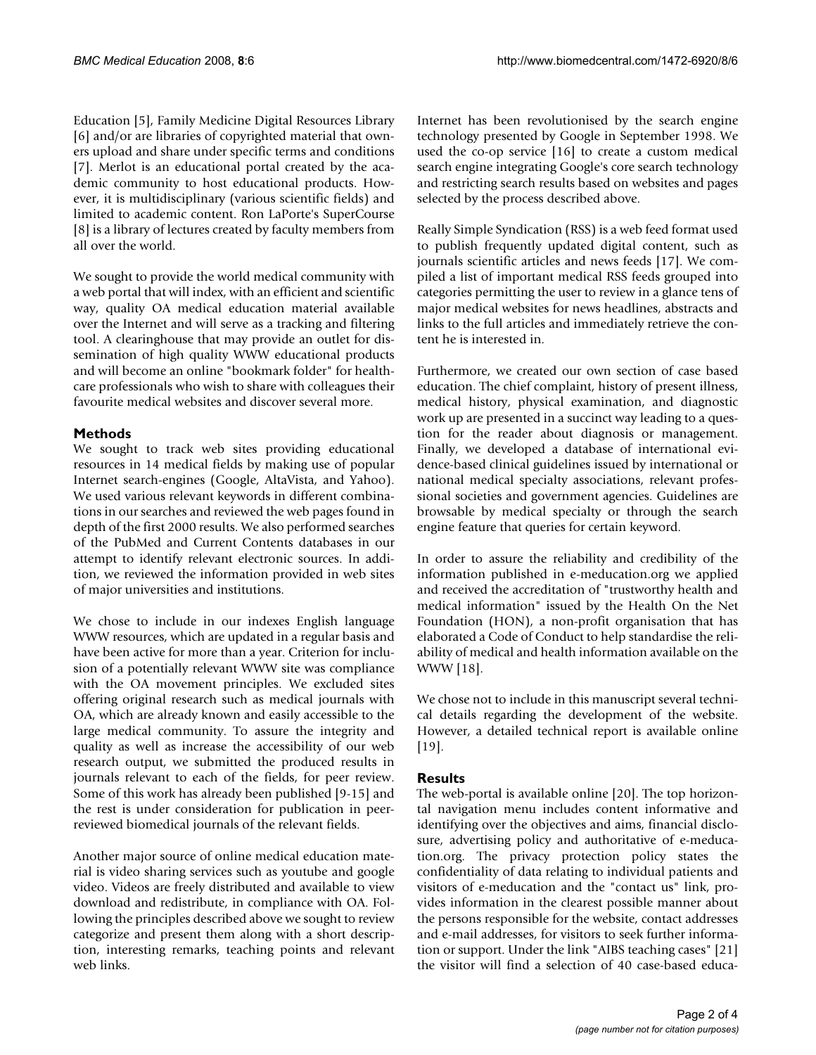Education [5], Family Medicine Digital Resources Library [6] and/or are libraries of copyrighted material that owners upload and share under specific terms and conditions [7]. Merlot is an educational portal created by the academic community to host educational products. However, it is multidisciplinary (various scientific fields) and limited to academic content. Ron LaPorte's SuperCourse [8] is a library of lectures created by faculty members from all over the world.

We sought to provide the world medical community with a web portal that will index, with an efficient and scientific way, quality OA medical education material available over the Internet and will serve as a tracking and filtering tool. A clearinghouse that may provide an outlet for dissemination of high quality WWW educational products and will become an online "bookmark folder" for healthcare professionals who wish to share with colleagues their favourite medical websites and discover several more.

## Methods

We sought to track web sites providing educational resources in 14 medical fields by making use of popular Internet search-engines (Google, AltaVista, and Yahoo). We used various relevant keywords in different combinations in our searches and reviewed the web pages found in depth of the first 2000 results. We also performed searches of the PubMed and Current Contents databases in our attempt to identify relevant electronic sources. In addition, we reviewed the information provided in web sites of major universities and institutions.

We chose to include in our indexes English language WWW resources, which are updated in a regular basis and have been active for more than a year. Criterion for inclusion of a potentially relevant WWW site was compliance with the OA movement principles. We excluded sites offering original research such as medical journals with OA, which are already known and easily accessible to the large medical community. To assure the integrity and quality as well as increase the accessibility of our web research output, we submitted the produced results in journals relevant to each of the fields, for peer review. Some of this work has already been published [9-15] and the rest is under consideration for publication in peer-reviewed biomedical journals of the relevant fields.

Another major source of online medical education material is video sharing services such as youtube and google video. Videos are freely distributed and available to view download and redistribute, in compliance with OA. Following the principles described above we sought to review categorize and present them along with a short description, interesting remarks, teaching points and relevant web links.

Internet has been revolutionised by the search engine technology presented by Google in September 1998. We used the co-op service [16] to create a custom medical search engine integrating Google's core search technology and restricting search results based on websites and pages selected by the process described above.

Really Simple Syndication (RSS) is a web feed format used to publish frequently updated digital content, such as journals scientific articles and news feeds [17]. We compiled a list of important medical RSS feeds grouped into categories permitting the user to review in a glance tens of major medical websites for news headlines, abstracts and links to the full articles and immediately retrieve the content he is interested in.

Furthermore, we created our own section of case based education. The chief complaint, history of present illness, medical history, physical examination, and diagnostic work up are presented in a succinct way leading to a question for the reader about diagnosis or management. Finally, we developed a database of international evidence-based clinical guidelines issued by international or national medical specialty associations, relevant professional societies and government agencies. Guidelines are browsable by medical specialty or through the search engine feature that queries for certain keyword.

In order to assure the reliability and credibility of the information published in e-meducation.org we applied and received the accreditation of "trustworthy health and medical information" issued by the Health On the Net Foundation (HON), a non-profit organisation that has elaborated a Code of Conduct to help standardise the reliability of medical and health information available on the WWW [18].

We chose not to include in this manuscript several technical details regarding the development of the website. However, a detailed technical report is available online [19].

## Results

The web-portal is available online [20]. The top horizontal navigation menu includes content informative and identifying over the objectives and aims, financial disclosure, advertising policy and authoritative of e-meducation.org. The privacy protection policy states the confidentiality of data relating to individual patients and visitors of e-meducation and the "contact us" link, provides information in the clearest possible manner about the persons responsible for the website, contact addresses and e-mail addresses, for visitors to seek further information or support. Under the link "AIBS teaching cases" [21] the visitor will find a selection of 40 case-based educa-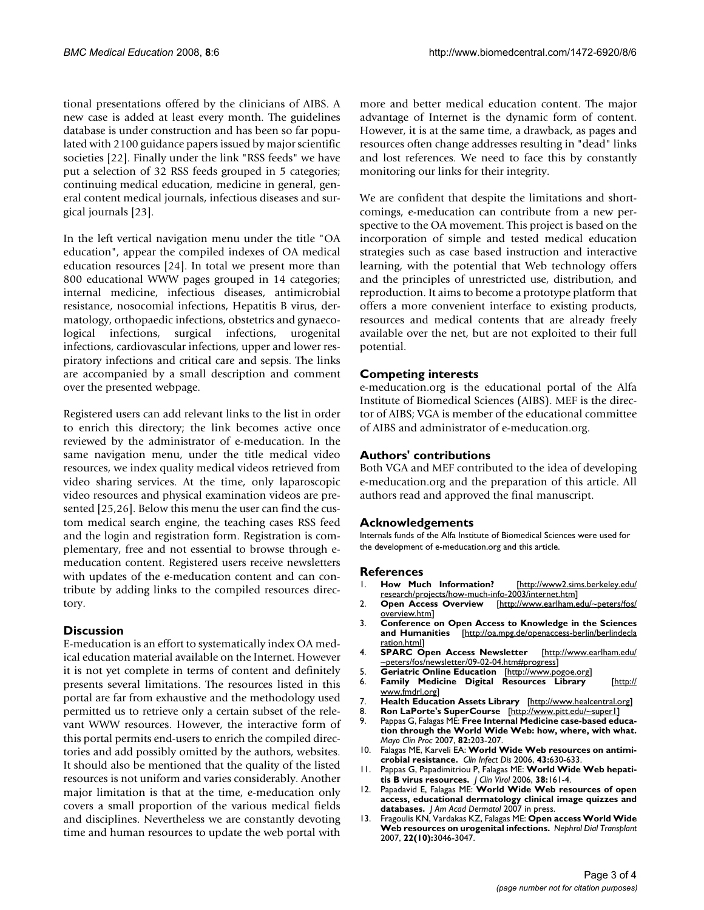tional presentations offered by the clinicians of AIBS. A new case is added at least every month. The guidelines database is under construction and has been so far populated with 2100 guidance papers issued by major scientific societies [22]. Finally under the link "RSS feeds" we have put a selection of 32 RSS feeds grouped in 5 categories; continuing medical education, medicine in general, general content medical journals, infectious diseases and surgical journals [23].

In the left vertical navigation menu under the title "OA education", appear the compiled indexes of OA medical education resources [24]. In total we present more than 800 educational WWW pages grouped in 14 categories; internal medicine, infectious diseases, antimicrobial resistance, nosocomial infections, Hepatitis B virus, dermatology, orthopaedic infections, obstetrics and gynaecological infections, surgical infections, urogenital infections, cardiovascular infections, upper and lower respiratory infections and critical care and sepsis. The links are accompanied by a small description and comment over the presented webpage.

Registered users can add relevant links to the list in order to enrich this directory; the link becomes active once reviewed by the administrator of e-meducation. In the same navigation menu, under the title medical video resources, we index quality medical videos retrieved from video sharing services. At the time, only laparoscopic video resources and physical examination videos are presented [25,26]. Below this menu the user can find the custom medical search engine, the teaching cases RSS feed and the login and registration form. Registration is complementary, free and not essential to browse through e-meducation content. Registered users receive newsletters with updates of the e-meducation content and can contribute by adding links to the compiled resources directory.

## Discussion

E-meducation is an effort to systematically index OA medical education material available on the Internet. However it is not yet complete in terms of content and definitely presents several limitations. The resources listed in this portal are far from exhaustive and the methodology used permitted us to retrieve only a certain subset of the relevant WWW resources. However, the interactive form of this portal permits end-users to enrich the compiled directories and add possibly omitted by the authors, websites. It should also be mentioned that the quality of the listed resources is not uniform and varies considerably. Another major limitation is that at the time, e-meducation only covers a small proportion of the various medical fields and disciplines. Nevertheless we are constantly devoting time and human resources to update the web portal with more and better medical education content. The major advantage of Internet is the dynamic form of content. However, it is at the same time, a drawback, as pages and resources often change addresses resulting in "dead" links and lost references. We need to face this by constantly monitoring our links for their integrity.

We are confident that despite the limitations and shortcomings, e-meducation can contribute from a new perspective to the OA movement. This project is based on the incorporation of simple and tested medical education strategies such as case based instruction and interactive learning, with the potential that Web technology offers and the principles of unrestricted use, distribution, and reproduction. It aims to become a prototype platform that offers a more convenient interface to existing products, resources and medical contents that are already freely available over the net, but are not exploited to their full potential.

## Competing interests

e-meducation.org is the educational portal of the Alfa Institute of Biomedical Sciences (AIBS). MEF is the director of AIBS; VGA is member of the educational committee of AIBS and administrator of e-meducation.org.

## Authors' contributions

Both VGA and MEF contributed to the idea of developing e-meducation.org and the preparation of this article. All authors read and approved the final manuscript.

## Acknowledgements

Internals funds of the Alfa Institute of Biomedical Sciences were used for the development of e-meducation.org and this article.

## References

1. **How Much Information?** [http://www2.sims.berkeley.edu/research/projects/how-much-info-2003/internet.htm]
2. **Open Access Overview** [http://www.earlham.edu/~peters/fos/overview.htm]
3. **Conference on Open Access to Knowledge in the Sciences and Humanities** [http://oa.mpg.de/openaccess-berlin/berlindeclaration.html]
4. **SPARC Open Access Newsletter** [http://www.earlham.edu/~peters/fos/newsletter/09-02-04.htm#progress]
5. **Geriatric Online Education** [http://www.pogoe.org]
6. **Family Medicine Digital Resources Library** [http://www.fmdrl.org]
7. **Health Education Assets Library** [http://www.healcentral.org]
8. **Ron LaPorte's SuperCourse** [http://www.pitt.edu/~super1]
9. Pappas G, Falagas ME: **Free Internal Medicine case-based education through the World Wide Web: how, where, with what.** *Mayo Clin Proc* 2007, **82:**203-207.
10. Falagas ME, Karveli EA: **World Wide Web resources on antimicrobial resistance.** *Clin Infect Dis* 2006, **43:**630-633.
11. Pappas G, Papadimitriou P, Falagas ME: **World Wide Web hepatitis B virus resources.** *J Clin Virol* 2006, **38:**161-4.
12. Papadavid E, Falagas ME: **World Wide Web resources of open access, educational dermatology clinical image quizzes and databases.** *J Am Acad Dermatol* 2007 in press.
13. Fragoulis KN, Vardakas KZ, Falagas ME: **Open access World Wide Web resources on urogenital infections.** *Nephrol Dial Transplant* 2007, **22(10):**3046-3047.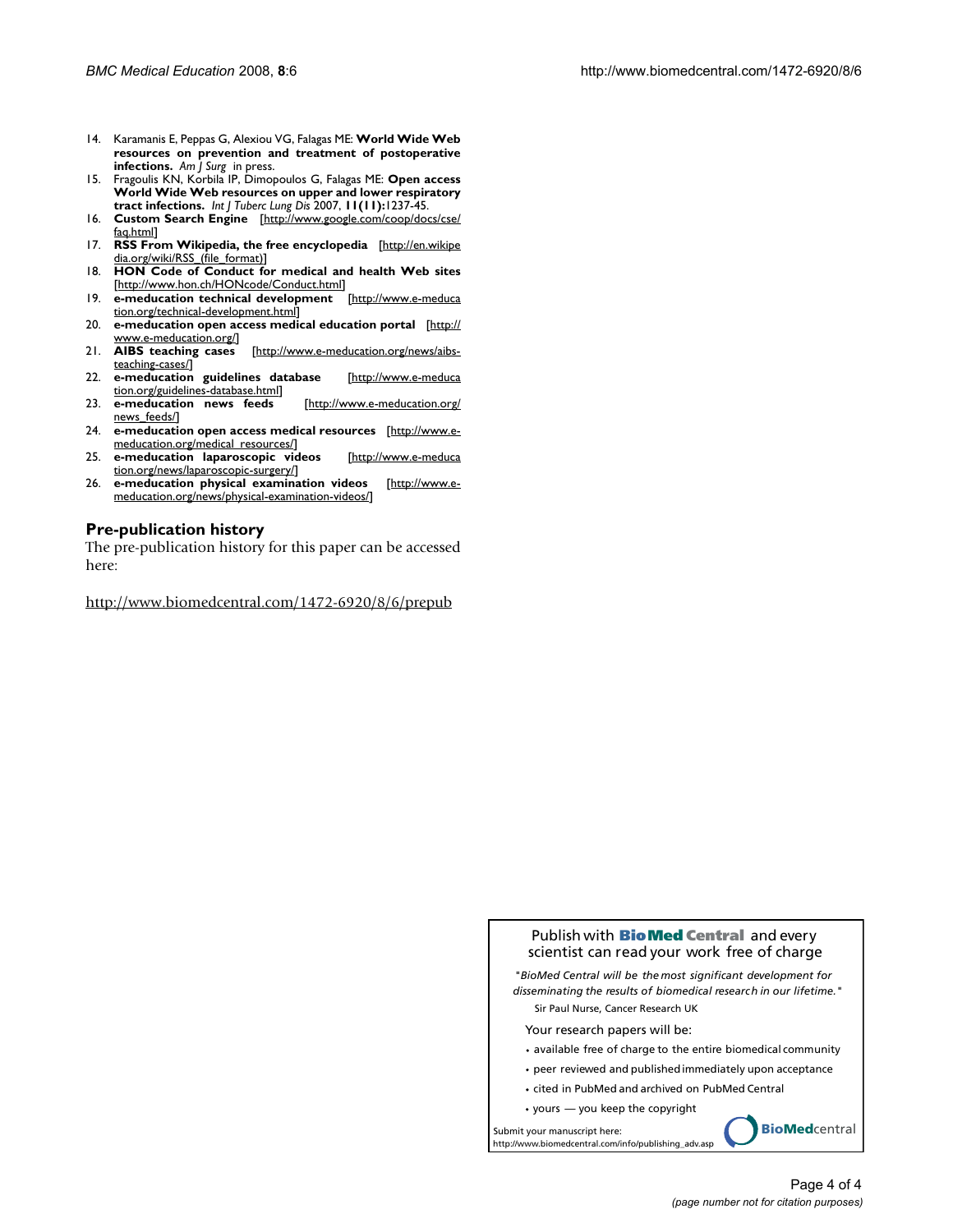14. Karamanis E, Peppas G, Alexiou VG, Falagas ME: **World Wide Web resources on prevention and treatment of postoperative infections.** *Am J Surg* in press.
15. Fragoulis KN, Korbila IP, Dimopoulos G, Falagas ME: **Open access World Wide Web resources on upper and lower respiratory tract infections.** *Int J Tuberc Lung Dis* 2007, **11(11):**1237-45.
16. **Custom Search Engine** [http://www.google.com/coop/docs/cse/faq.html]
17. **RSS From Wikipedia, the free encyclopedia** [http://en.wikipedia.org/wiki/RSS_(file_format)]
18. **HON Code of Conduct for medical and health Web sites** [http://www.hon.ch/HONcode/Conduct.html]
19. **e-meducation technical development** [http://www.e-meducation.org/technical-development.html]
20. **e-meducation open access medical education portal** [http://www.e-meducation.org/]
21. **AIBS teaching cases** [http://www.e-meducation.org/news/aibs-teaching-cases/]
22. **e-meducation guidelines database** [http://www.e-meducation.org/guidelines-database.html]
23. **e-meducation news feeds** [http://www.e-meducation.org/news_feeds/]
24. **e-meducation open access medical resources** [http://www.e-meducation.org/medical_resources/]
25. **e-meducation laparoscopic videos** [http://www.e-meducation.org/news/laparoscopic-surgery/]
26. **e-meducation physical examination videos** [http://www.e-meducation.org/news/physical-examination-videos/]

## Pre-publication history

The pre-publication history for this paper can be accessed here:

http://www.biomedcentral.com/1472-6920/8/6/prepub

Publish with **BioMed Central** and every scientist can read your work free of charge

*"BioMed Central will be the most significant development for disseminating the results of biomedical research in our lifetime."*

Sir Paul Nurse, Cancer Research UK

Your research papers will be:

- available free of charge to the entire biomedical community
- peer reviewed and published immediately upon acceptance
- cited in PubMed and archived on PubMed Central
- yours — you keep the copyright

Submit your manuscript here:
http://www.biomedcentral.com/info/publishing_adv.asp

BioMedcentral